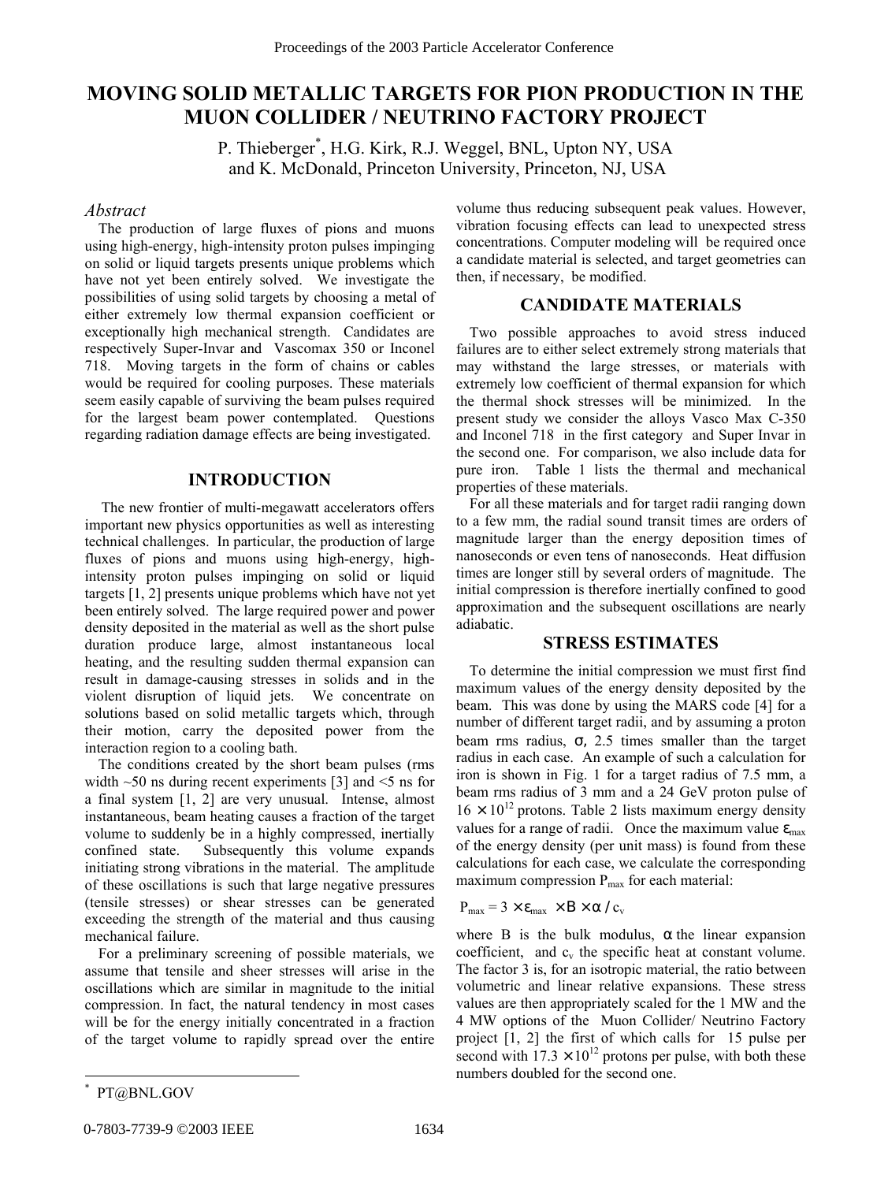# MOVING SOLID METALLIC TARGETS FOR PION PRODUCTION IN THE MUON COLLIDER / NEUTRINO FACTORY PROJECT

P. Thieberger[*], H.G. Kirk, R.J. Weggel, BNL, Upton NY, USA
and K. McDonald, Princeton University, Princeton, NJ, USA

## *Abstract*

The production of large fluxes of pions and muons using high-energy, high-intensity proton pulses impinging on solid or liquid targets presents unique problems which have not yet been entirely solved. We investigate the possibilities of using solid targets by choosing a metal of either extremely low thermal expansion coefficient or exceptionally high mechanical strength. Candidates are respectively Super-Invar and Vascomax 350 or Inconel 718. Moving targets in the form of chains or cables would be required for cooling purposes. These materials seem easily capable of surviving the beam pulses required for the largest beam power contemplated. Questions regarding radiation damage effects are being investigated.

## INTRODUCTION

The new frontier of multi-megawatt accelerators offers important new physics opportunities as well as interesting technical challenges. In particular, the production of large fluxes of pions and muons using high-energy, high-intensity proton pulses impinging on solid or liquid targets [1, 2] presents unique problems which have not yet been entirely solved. The large required power and power density deposited in the material as well as the short pulse duration produce large, almost instantaneous local heating, and the resulting sudden thermal expansion can result in damage-causing stresses in solids and in the violent disruption of liquid jets. We concentrate on solutions based on solid metallic targets which, through their motion, carry the deposited power from the interaction region to a cooling bath.

The conditions created by the short beam pulses (rms width ~50 ns during recent experiments [3] and <5 ns for a final system [1, 2] are very unusual. Intense, almost instantaneous, beam heating causes a fraction of the target volume to suddenly be in a highly compressed, inertially confined state. Subsequently this volume expands initiating strong vibrations in the material. The amplitude of these oscillations is such that large negative pressures (tensile stresses) or shear stresses can be generated exceeding the strength of the material and thus causing mechanical failure.

For a preliminary screening of possible materials, we assume that tensile and sheer stresses will arise in the oscillations which are similar in magnitude to the initial compression. In fact, the natural tendency in most cases will be for the energy initially concentrated in a fraction of the target volume to rapidly spread over the entire volume thus reducing subsequent peak values. However, vibration focusing effects can lead to unexpected stress concentrations. Computer modeling will be required once a candidate material is selected, and target geometries can then, if necessary, be modified.

## CANDIDATE MATERIALS

Two possible approaches to avoid stress induced failures are to either select extremely strong materials that may withstand the large stresses, or materials with extremely low coefficient of thermal expansion for which the thermal shock stresses will be minimized. In the present study we consider the alloys Vasco Max C-350 and Inconel 718 in the first category and Super Invar in the second one. For comparison, we also include data for pure iron. Table 1 lists the thermal and mechanical properties of these materials.

For all these materials and for target radii ranging down to a few mm, the radial sound transit times are orders of magnitude larger than the energy deposition times of nanoseconds or even tens of nanoseconds. Heat diffusion times are longer still by several orders of magnitude. The initial compression is therefore inertially confined to good approximation and the subsequent oscillations are nearly adiabatic.

## STRESS ESTIMATES

To determine the initial compression we must first find maximum values of the energy density deposited by the beam. This was done by using the MARS code [4] for a number of different target radii, and by assuming a proton beam rms radius, $\sigma$, 2.5 times smaller than the target radius in each case. An example of such a calculation for iron is shown in Fig. 1 for a target radius of 7.5 mm, a beam rms radius of 3 mm and a 24 GeV proton pulse of $16 \times 10^{12}$ protons. Table 2 lists maximum energy density values for a range of radii. Once the maximum value $\varepsilon_{max}$ of the energy density (per unit mass) is found from these calculations for each case, we calculate the corresponding maximum compression $P_{max}$ for each material:

$$P_{max} = 3 \times \varepsilon_{max} \times B \times \alpha / c_v$$

where B is the bulk modulus, $\alpha$ the linear expansion coefficient, and $c_v$ the specific heat at constant volume. The factor 3 is, for an isotropic material, the ratio between volumetric and linear relative expansions. These stress values are then appropriately scaled for the 1 MW and the 4 MW options of the Muon Collider/ Neutrino Factory project [1, 2] the first of which calls for 15 pulse per second with $17.3 \times 10^{12}$ protons per pulse, with both these numbers doubled for the second one.

[*] PT@BNL.GOV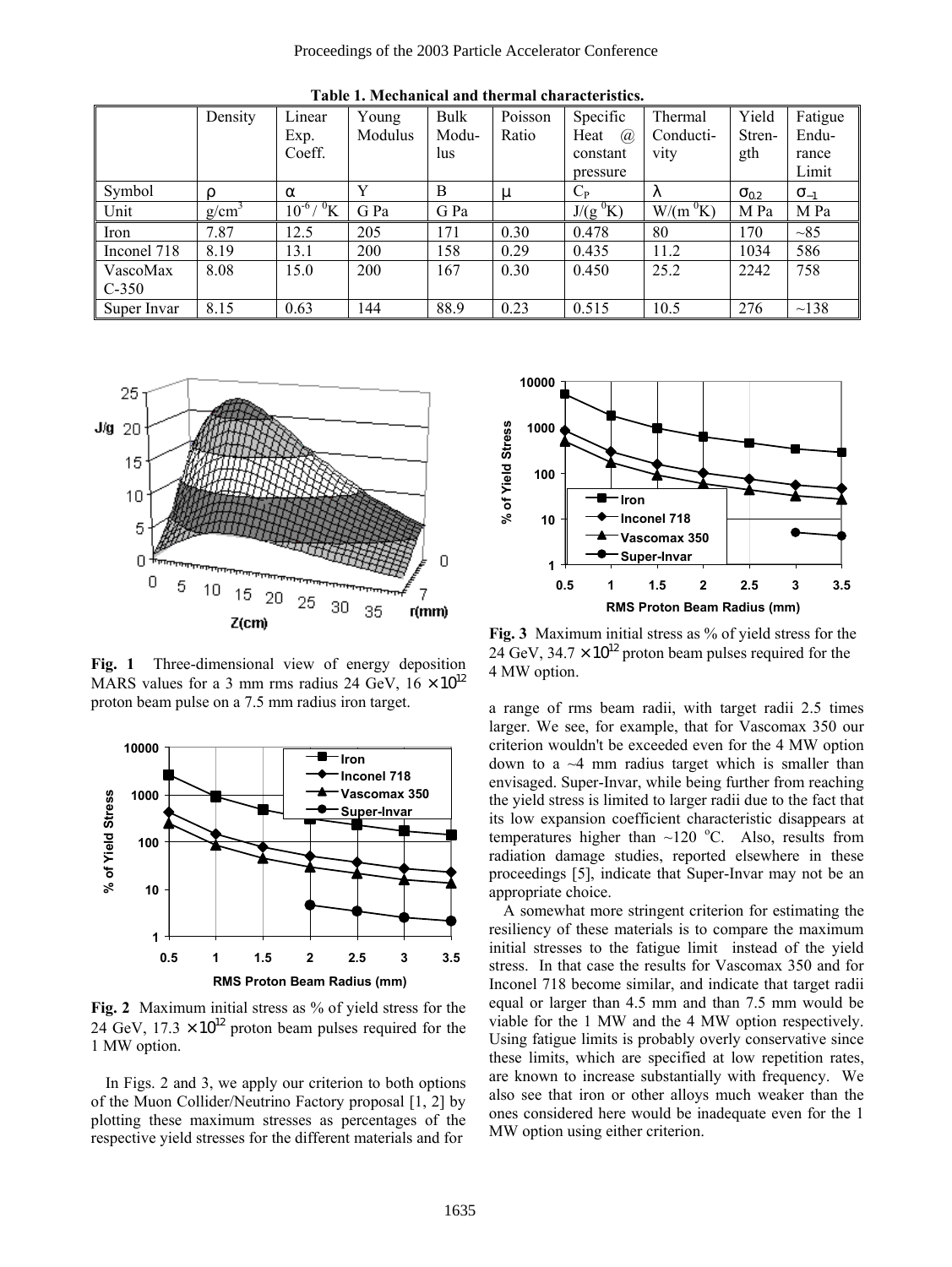**Table 1. Mechanical and thermal characteristics.**

| | Density | Linear Exp. Coeff. | Young Modulus | Bulk Modulus | Poisson Ratio | Specific Heat @ constant pressure | Thermal Conductivity | Yield Strength | Fatigue Endurance Limit |
|---|---|---|---|---|---|---|---|---|---|
| Symbol | $\rho$ | $\alpha$ | Y | B | $\mu$ | $C_P$ | $\lambda$ | $\sigma_{0.2}$ | $\sigma_{-1}$ |
| Unit | $g/cm^3$ | $10^{-6}$ / $^0K$ | G Pa | G Pa | | $J/(g\,^0K)$ | $W/(m\,^0K)$ | M Pa | M Pa |
| Iron | 7.87 | 12.5 | 205 | 171 | 0.30 | 0.478 | 80 | 170 | ~85 |
| Inconel 718 | 8.19 | 13.1 | 200 | 158 | 0.29 | 0.435 | 11.2 | 1034 | 586 |
| VascoMax C-350 | 8.08 | 15.0 | 200 | 167 | 0.30 | 0.450 | 25.2 | 2242 | 758 |
| Super Invar | 8.15 | 0.63 | 144 | 88.9 | 0.23 | 0.515 | 10.5 | 276 | ~138 |

**Fig. 1** Three-dimensional view of energy deposition MARS values for a 3 mm rms radius 24 GeV, $16\times10^{12}$ proton beam pulse on a 7.5 mm radius iron target.

**Fig. 2** Maximum initial stress as % of yield stress for the 24 GeV, $17.3\times10^{12}$ proton beam pulses required for the 1 MW option.

In Figs. 2 and 3, we apply our criterion to both options of the Muon Collider/Neutrino Factory proposal [1, 2] by plotting these maximum stresses as percentages of the respective yield stresses for the different materials and for a range of rms beam radii, with target radii 2.5 times larger. We see, for example, that for Vascomax 350 our criterion wouldn't be exceeded even for the 4 MW option down to a ~4 mm radius target which is smaller than envisaged. Super-Invar, while being further from reaching the yield stress is limited to larger radii due to the fact that its low expansion coefficient characteristic disappears at temperatures higher than ~120 $^o$C. Also, results from radiation damage studies, reported elsewhere in these proceedings [5], indicate that Super-Invar may not be an appropriate choice.

**Fig. 3** Maximum initial stress as % of yield stress for the 24 GeV, $34.7\times10^{12}$ proton beam pulses required for the 4 MW option.

A somewhat more stringent criterion for estimating the resiliency of these materials is to compare the maximum initial stresses to the fatigue limit instead of the yield stress. In that case the results for Vascomax 350 and for Inconel 718 become similar, and indicate that target radii equal or larger than 4.5 mm and than 7.5 mm would be viable for the 1 MW and the 4 MW option respectively. Using fatigue limits is probably overly conservative since these limits, which are specified at low repetition rates, are known to increase substantially with frequency. We also see that iron or other alloys much weaker than the ones considered here would be inadequate even for the 1 MW option using either criterion.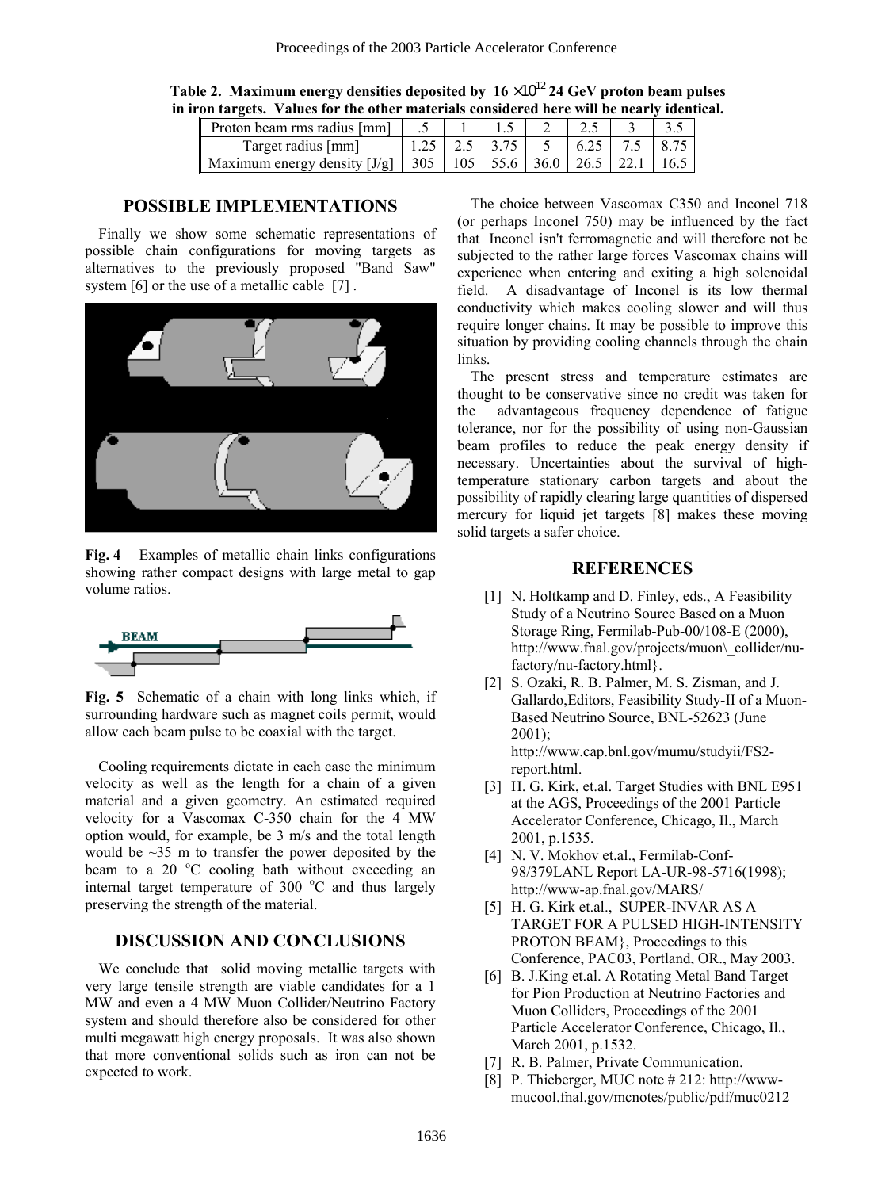**Table 2. Maximum energy densities deposited by $16 \times 10^{12}$ 24 GeV proton beam pulses in iron targets. Values for the other materials considered here will be nearly identical.**

| | | | | | | | |
|---|---|---|---|---|---|---|---|
| Proton beam rms radius [mm] | .5 | 1 | 1.5 | 2 | 2.5 | 3 | 3.5 |
| Target radius [mm] | 1.25 | 2.5 | 3.75 | 5 | 6.25 | 7.5 | 8.75 |
| Maximum energy density [J/g] | 305 | 105 | 55.6 | 36.0 | 26.5 | 22.1 | 16.5 |

## POSSIBLE IMPLEMENTATIONS

Finally we show some schematic representations of possible chain configurations for moving targets as alternatives to the previously proposed "Band Saw" system [6] or the use of a metallic cable [7] .

**Fig. 4** Examples of metallic chain links configurations showing rather compact designs with large metal to gap volume ratios.

BEAM

**Fig. 5** Schematic of a chain with long links which, if surrounding hardware such as magnet coils permit, would allow each beam pulse to be coaxial with the target.

Cooling requirements dictate in each case the minimum velocity as well as the length for a chain of a given material and a given geometry. An estimated required velocity for a Vascomax C-350 chain for the 4 MW option would, for example, be 3 m/s and the total length would be ~35 m to transfer the power deposited by the beam to a 20 °C cooling bath without exceeding an internal target temperature of 300 °C and thus largely preserving the strength of the material.

## DISCUSSION AND CONCLUSIONS

We conclude that solid moving metallic targets with very large tensile strength are viable candidates for a 1 MW and even a 4 MW Muon Collider/Neutrino Factory system and should therefore also be considered for other multi megawatt high energy proposals. It was also shown that more conventional solids such as iron can not be expected to work.

The choice between Vascomax C350 and Inconel 718 (or perhaps Inconel 750) may be influenced by the fact that Inconel isn't ferromagnetic and will therefore not be subjected to the rather large forces Vascomax chains will experience when entering and exiting a high solenoidal field. A disadvantage of Inconel is its low thermal conductivity which makes cooling slower and will thus require longer chains. It may be possible to improve this situation by providing cooling channels through the chain links.

The present stress and temperature estimates are thought to be conservative since no credit was taken for the advantageous frequency dependence of fatigue tolerance, nor for the possibility of using non-Gaussian beam profiles to reduce the peak energy density if necessary. Uncertainties about the survival of high-temperature stationary carbon targets and about the possibility of rapidly clearing large quantities of dispersed mercury for liquid jet targets [8] makes these moving solid targets a safer choice.

## REFERENCES

[1] N. Holtkamp and D. Finley, eds., A Feasibility Study of a Neutrino Source Based on a Muon Storage Ring, Fermilab-Pub-00/108-E (2000), http://www.fnal.gov/projects/muon\_collider/nu-factory/nu-factory.html}.

[2] S. Ozaki, R. B. Palmer, M. S. Zisman, and J. Gallardo,Editors, Feasibility Study-II of a Muon-Based Neutrino Source, BNL-52623 (June 2001); http://www.cap.bnl.gov/mumu/studyii/FS2-report.html.

[3] H. G. Kirk, et.al. Target Studies with BNL E951 at the AGS, Proceedings of the 2001 Particle Accelerator Conference, Chicago, Il., March 2001, p.1535.

[4] N. V. Mokhov et.al., Fermilab-Conf-98/379LANL Report LA-UR-98-5716(1998); http://www-ap.fnal.gov/MARS/

[5] H. G. Kirk et.al., SUPER-INVAR AS A TARGET FOR A PULSED HIGH-INTENSITY PROTON BEAM}, Proceedings to this Conference, PAC03, Portland, OR., May 2003.

[6] B. J.King et.al. A Rotating Metal Band Target for Pion Production at Neutrino Factories and Muon Colliders, Proceedings of the 2001 Particle Accelerator Conference, Chicago, Il., March 2001, p.1532.

[7] R. B. Palmer, Private Communication.

[8] P. Thieberger, MUC note # 212: http://www-mucool.fnal.gov/mcnotes/public/pdf/muc0212